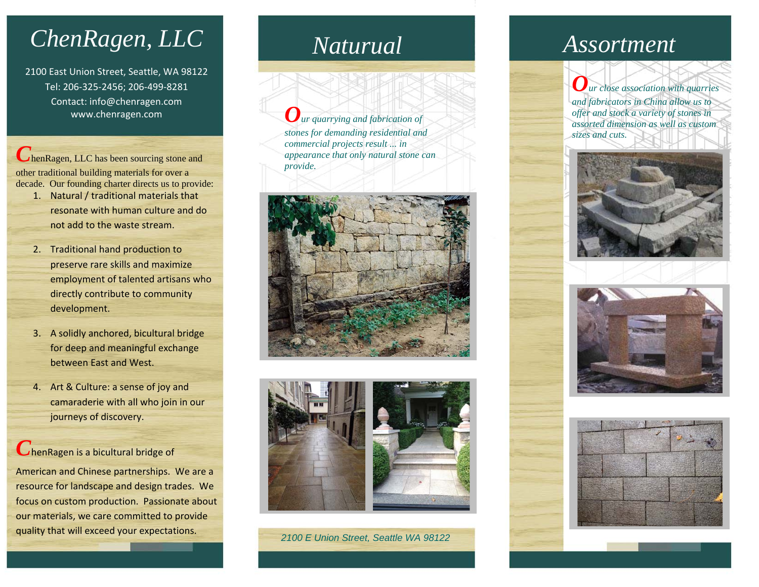# ChenRagen, LLC

2100 East Union Street, Seattle, WA 98122
Tel: 206-325-2456; 206-499-8281
Contact: info@chenragen.com
www.chenragen.com

ChenRagen, LLC has been sourcing stone and other traditional building materials for over a decade. Our founding charter directs us to provide:

1. Natural / traditional materials that resonate with human culture and do not add to the waste stream.
2. Traditional hand production to preserve rare skills and maximize employment of talented artisans who directly contribute to community development.
3. A solidly anchored, bicultural bridge for deep and meaningful exchange between East and West.
4. Art & Culture: a sense of joy and camaraderie with all who join in our journeys of discovery.

ChenRagen is a bicultural bridge of American and Chinese partnerships. We are a resource for landscape and design trades. We focus on custom production. Passionate about our materials, we care committed to provide quality that will exceed your expectations.

# Natural

*Our quarrying and fabrication of stones for demanding residential and commercial projects result ... in appearance that only natural stone can provide.*

*2100 E Union Street, Seattle WA 98122*

# Assortment

*Our close association with quarries and fabricators in China allow us to offer and stock a variety of stones in assorted dimension as well as custom sizes and cuts.*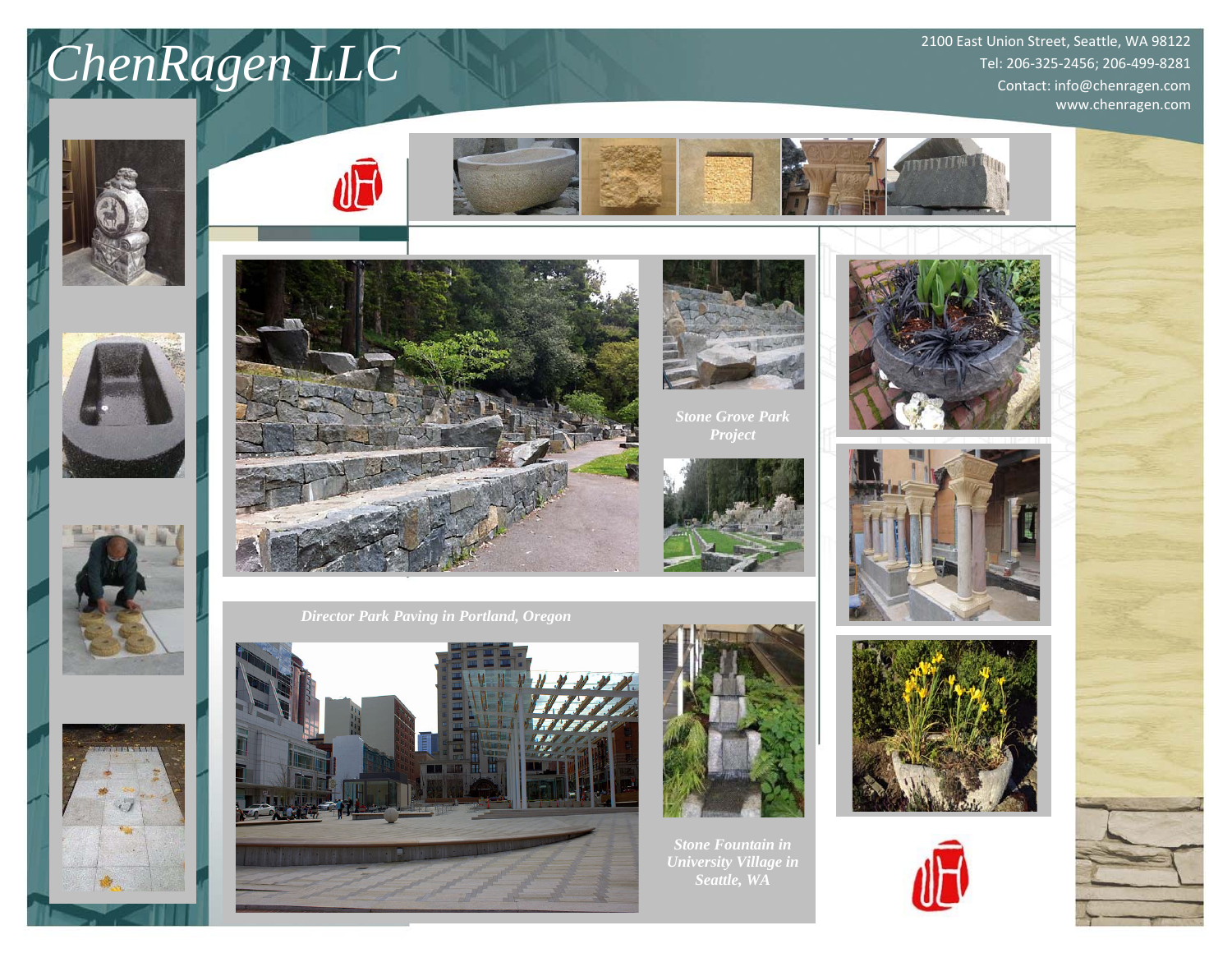# ChenRagen LLC

2100 East Union Street, Seattle, WA 98122
Tel: 206-325-2456; 206-499-8281
Contact: info@chenragen.com
www.chenragen.com

*Stone Grove Park Project*

*Director Park Paving in Portland, Oregon*

*Stone Fountain in University Village in Seattle, WA*